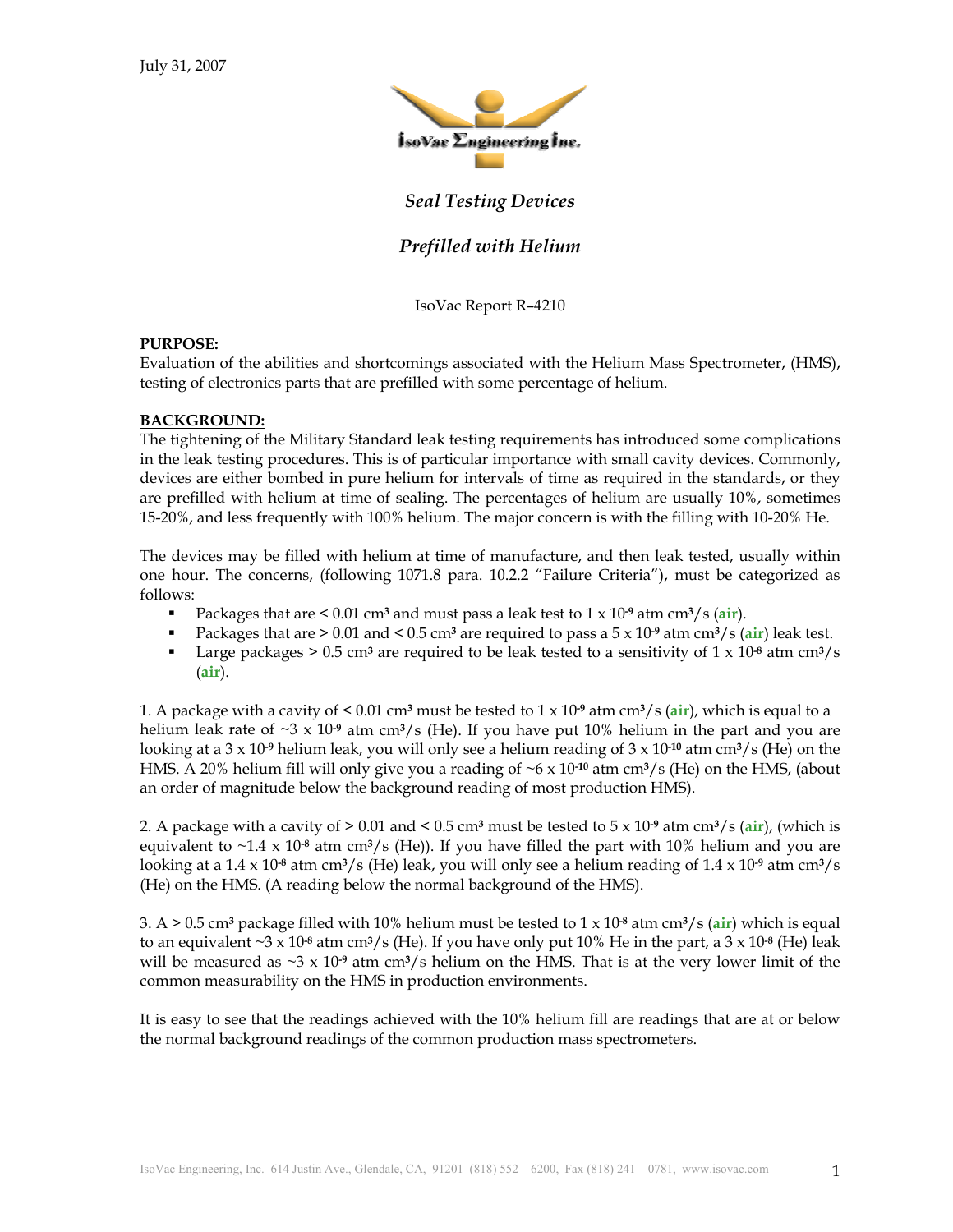July 31, 2007

IsoVac Engineering Inc.

## *Seal Testing Devices*

## *Prefilled with Helium*

IsoVac Report R–4210

**PURPOSE:**
Evaluation of the abilities and shortcomings associated with the Helium Mass Spectrometer, (HMS), testing of electronics parts that are prefilled with some percentage of helium.

**BACKGROUND:**
The tightening of the Military Standard leak testing requirements has introduced some complications in the leak testing procedures. This is of particular importance with small cavity devices. Commonly, devices are either bombed in pure helium for intervals of time as required in the standards, or they are prefilled with helium at time of sealing. The percentages of helium are usually 10%, sometimes 15-20%, and less frequently with 100% helium. The major concern is with the filling with 10-20% He.

The devices may be filled with helium at time of manufacture, and then leak tested, usually within one hour. The concerns, (following 1071.8 para. 10.2.2 "Failure Criteria"), must be categorized as follows:

- Packages that are < 0.01 cm³ and must pass a leak test to 1 x $10^{-9}$ atm cm³/s (**air**).
- Packages that are > 0.01 and < 0.5 cm³ are required to pass a 5 x $10^{-9}$ atm cm³/s (**air**) leak test.
- Large packages > 0.5 cm³ are required to be leak tested to a sensitivity of 1 x $10^{-8}$ atm cm³/s (**air**).

1. A package with a cavity of < 0.01 cm³ must be tested to 1 x $10^{-9}$ atm cm³/s (**air**), which is equal to a helium leak rate of ~3 x $10^{-9}$ atm cm³/s (He). If you have put 10% helium in the part and you are looking at a 3 x $10^{-9}$ helium leak, you will only see a helium reading of 3 x $10^{-10}$ atm cm³/s (He) on the HMS. A 20% helium fill will only give you a reading of ~6 x $10^{-10}$ atm cm³/s (He) on the HMS, (about an order of magnitude below the background reading of most production HMS).

2. A package with a cavity of > 0.01 and < 0.5 cm³ must be tested to 5 x $10^{-9}$ atm cm³/s (**air**), (which is equivalent to ~1.4 x $10^{-8}$ atm cm³/s (He)). If you have filled the part with 10% helium and you are looking at a 1.4 x $10^{-8}$ atm cm³/s (He) leak, you will only see a helium reading of 1.4 x $10^{-9}$ atm cm³/s (He) on the HMS. (A reading below the normal background of the HMS).

3. A > 0.5 cm³ package filled with 10% helium must be tested to 1 x $10^{-8}$ atm cm³/s (**air**) which is equal to an equivalent ~3 x $10^{-8}$ atm cm³/s (He). If you have only put 10% He in the part, a 3 x $10^{-8}$ (He) leak will be measured as ~3 x $10^{-9}$ atm cm³/s helium on the HMS. That is at the very lower limit of the common measurability on the HMS in production environments.

It is easy to see that the readings achieved with the 10% helium fill are readings that are at or below the normal background readings of the common production mass spectrometers.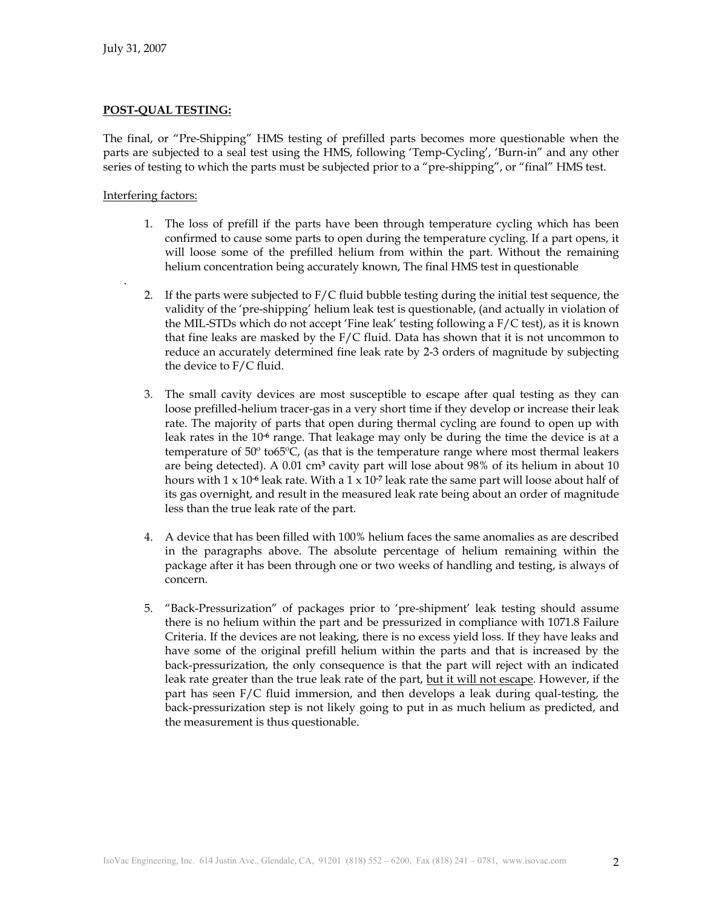July 31, 2007

**POST-QUAL TESTING:**

The final, or "Pre-Shipping" HMS testing of prefilled parts becomes more questionable when the parts are subjected to a seal test using the HMS, following 'Temp-Cycling', 'Burn-in" and any other series of testing to which the parts must be subjected prior to a "pre-shipping", or "final" HMS test.

Interfering factors:

1. The loss of prefill if the parts have been through temperature cycling which has been confirmed to cause some parts to open during the temperature cycling. If a part opens, it will loose some of the prefilled helium from within the part. Without the remaining helium concentration being accurately known, The final HMS test in questionable

.

2. If the parts were subjected to F/C fluid bubble testing during the initial test sequence, the validity of the 'pre-shipping' helium leak test is questionable, (and actually in violation of the MIL-STDs which do not accept 'Fine leak' testing following a F/C test), as it is known that fine leaks are masked by the F/C fluid. Data has shown that it is not uncommon to reduce an accurately determined fine leak rate by 2-3 orders of magnitude by subjecting the device to F/C fluid.

3. The small cavity devices are most susceptible to escape after qual testing as they can loose prefilled-helium tracer-gas in a very short time if they develop or increase their leak rate. The majority of parts that open during thermal cycling are found to open up with leak rates in the $10^{-6}$ range. That leakage may only be during the time the device is at a temperature of 50º to65ºC, (as that is the temperature range where most thermal leakers are being detected). A 0.01 $cm^3$ cavity part will lose about 98% of its helium in about 10 hours with $1 \times 10^{-6}$ leak rate. With a $1 \times 10^{-7}$ leak rate the same part will loose about half of its gas overnight, and result in the measured leak rate being about an order of magnitude less than the true leak rate of the part.

4. A device that has been filled with 100% helium faces the same anomalies as are described in the paragraphs above. The absolute percentage of helium remaining within the package after it has been through one or two weeks of handling and testing, is always of concern.

5. "Back-Pressurization" of packages prior to 'pre-shipment' leak testing should assume there is no helium within the part and be pressurized in compliance with 1071.8 Failure Criteria. If the devices are not leaking, there is no excess yield loss. If they have leaks and have some of the original prefill helium within the parts and that is increased by the back-pressurization, the only consequence is that the part will reject with an indicated leak rate greater than the true leak rate of the part, <u>but it will not escape</u>. However, if the part has seen F/C fluid immersion, and then develops a leak during qual-testing, the back-pressurization step is not likely going to put in as much helium as predicted, and the measurement is thus questionable.